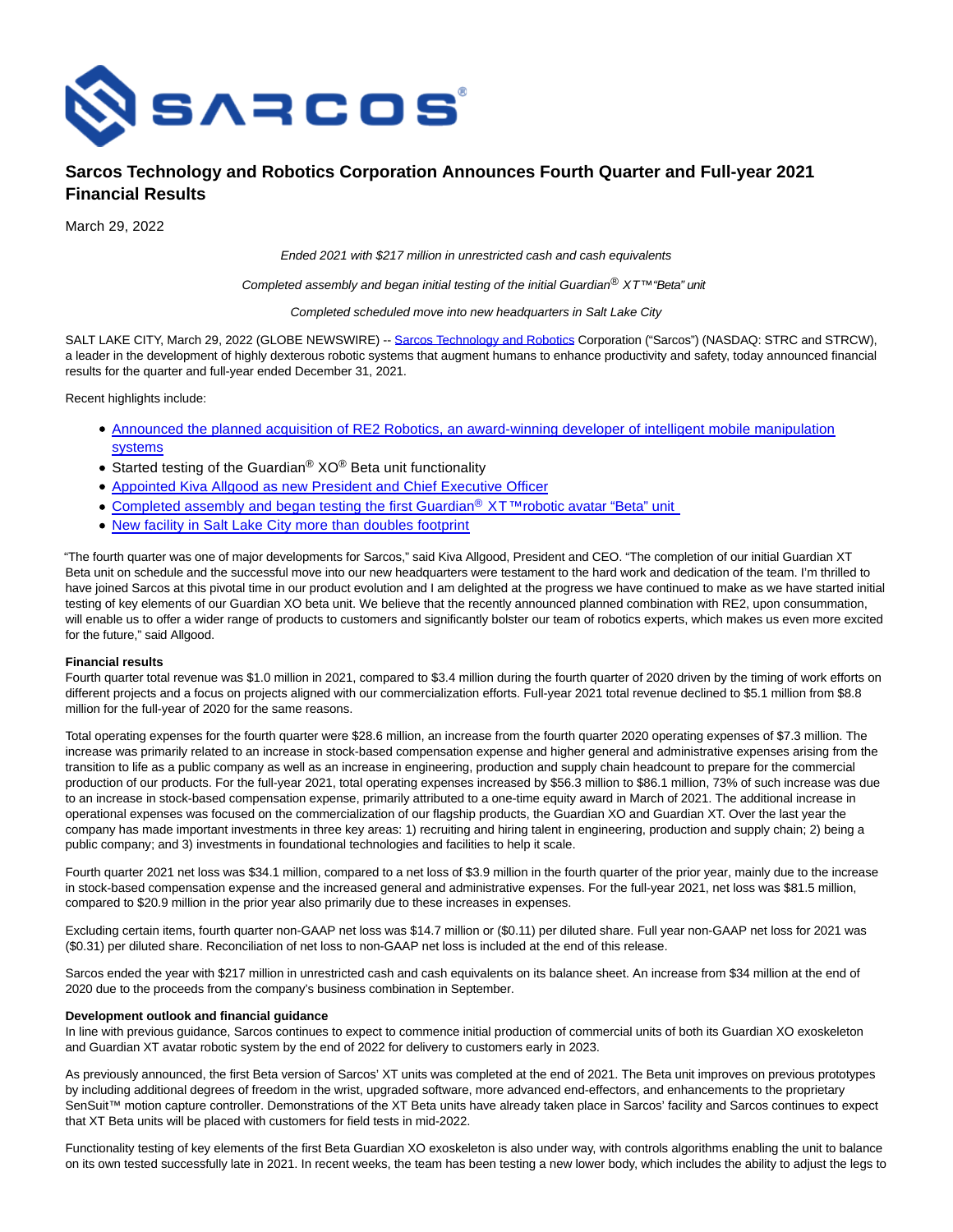# Sarcos Technology and Robotics Corporation Announces Fourth Quarter and Full-year 2021 Financial Results

March 29, 2022

*Ended 2021 with $217 million in unrestricted cash and cash equivalents*

*Completed assembly and began initial testing of the initial Guardian® XT™ "Beta" unit*

*Completed scheduled move into new headquarters in Salt Lake City*

SALT LAKE CITY, March 29, 2022 (GLOBE NEWSWIRE) -- Sarcos Technology and Robotics Corporation ("Sarcos") (NASDAQ: STRC and STRCW), a leader in the development of highly dexterous robotic systems that augment humans to enhance productivity and safety, today announced financial results for the quarter and full-year ended December 31, 2021.

Recent highlights include:

- Announced the planned acquisition of RE2 Robotics, an award-winning developer of intelligent mobile manipulation systems
- Started testing of the Guardian® XO® Beta unit functionality
- Appointed Kiva Allgood as new President and Chief Executive Officer
- Completed assembly and began testing the first Guardian® XT™robotic avatar "Beta" unit
- New facility in Salt Lake City more than doubles footprint

"The fourth quarter was one of major developments for Sarcos," said Kiva Allgood, President and CEO. "The completion of our initial Guardian XT Beta unit on schedule and the successful move into our new headquarters were testament to the hard work and dedication of the team. I'm thrilled to have joined Sarcos at this pivotal time in our product evolution and I am delighted at the progress we have continued to make as we have started initial testing of key elements of our Guardian XO beta unit. We believe that the recently announced planned combination with RE2, upon consummation, will enable us to offer a wider range of products to customers and significantly bolster our team of robotics experts, which makes us even more excited for the future," said Allgood.

**Financial results**

Fourth quarter total revenue was $1.0 million in 2021, compared to $3.4 million during the fourth quarter of 2020 driven by the timing of work efforts on different projects and a focus on projects aligned with our commercialization efforts. Full-year 2021 total revenue declined to $5.1 million from $8.8 million for the full-year of 2020 for the same reasons.

Total operating expenses for the fourth quarter were $28.6 million, an increase from the fourth quarter 2020 operating expenses of $7.3 million. The increase was primarily related to an increase in stock-based compensation expense and higher general and administrative expenses arising from the transition to life as a public company as well as an increase in engineering, production and supply chain headcount to prepare for the commercial production of our products. For the full-year 2021, total operating expenses increased by $56.3 million to $86.1 million, 73% of such increase was due to an increase in stock-based compensation expense, primarily attributed to a one-time equity award in March of 2021. The additional increase in operational expenses was focused on the commercialization of our flagship products, the Guardian XO and Guardian XT. Over the last year the company has made important investments in three key areas: 1) recruiting and hiring talent in engineering, production and supply chain; 2) being a public company; and 3) investments in foundational technologies and facilities to help it scale.

Fourth quarter 2021 net loss was $34.1 million, compared to a net loss of $3.9 million in the fourth quarter of the prior year, mainly due to the increase in stock-based compensation expense and the increased general and administrative expenses. For the full-year 2021, net loss was $81.5 million, compared to $20.9 million in the prior year also primarily due to these increases in expenses.

Excluding certain items, fourth quarter non-GAAP net loss was $14.7 million or ($0.11) per diluted share. Full year non-GAAP net loss for 2021 was ($0.31) per diluted share. Reconciliation of net loss to non-GAAP net loss is included at the end of this release.

Sarcos ended the year with $217 million in unrestricted cash and cash equivalents on its balance sheet. An increase from $34 million at the end of 2020 due to the proceeds from the company's business combination in September.

**Development outlook and financial guidance**

In line with previous guidance, Sarcos continues to expect to commence initial production of commercial units of both its Guardian XO exoskeleton and Guardian XT avatar robotic system by the end of 2022 for delivery to customers early in 2023.

As previously announced, the first Beta version of Sarcos' XT units was completed at the end of 2021. The Beta unit improves on previous prototypes by including additional degrees of freedom in the wrist, upgraded software, more advanced end-effectors, and enhancements to the proprietary SenSuit™ motion capture controller. Demonstrations of the XT Beta units have already taken place in Sarcos' facility and Sarcos continues to expect that XT Beta units will be placed with customers for field tests in mid-2022.

Functionality testing of key elements of the first Beta Guardian XO exoskeleton is also under way, with controls algorithms enabling the unit to balance on its own tested successfully late in 2021. In recent weeks, the team has been testing a new lower body, which includes the ability to adjust the legs to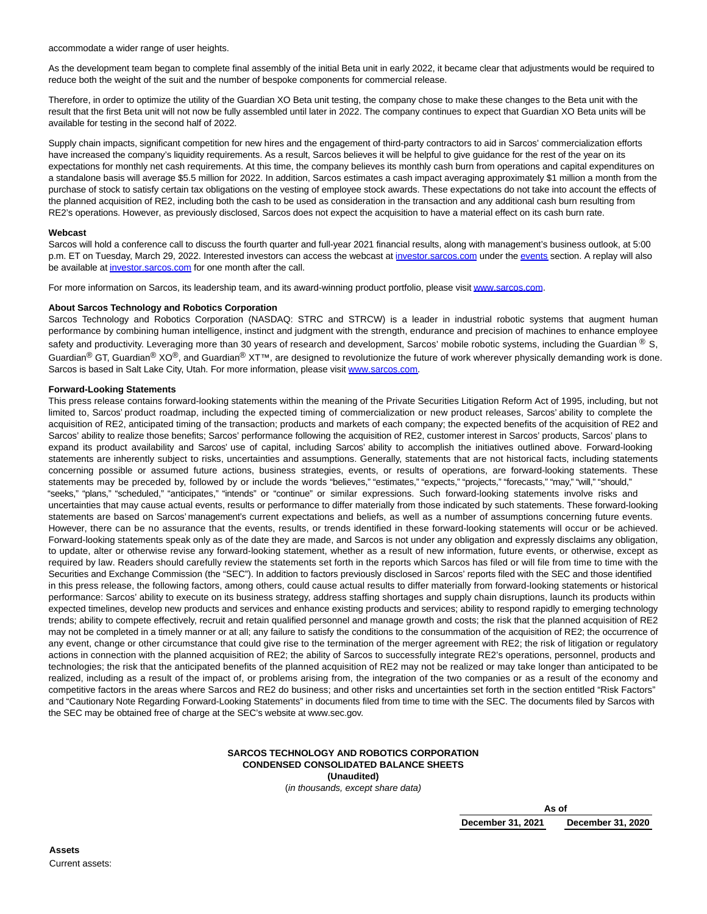accommodate a wider range of user heights.

As the development team began to complete final assembly of the initial Beta unit in early 2022, it became clear that adjustments would be required to reduce both the weight of the suit and the number of bespoke components for commercial release.

Therefore, in order to optimize the utility of the Guardian XO Beta unit testing, the company chose to make these changes to the Beta unit with the result that the first Beta unit will not now be fully assembled until later in 2022. The company continues to expect that Guardian XO Beta units will be available for testing in the second half of 2022.

Supply chain impacts, significant competition for new hires and the engagement of third-party contractors to aid in Sarcos' commercialization efforts have increased the company's liquidity requirements. As a result, Sarcos believes it will be helpful to give guidance for the rest of the year on its expectations for monthly net cash requirements. At this time, the company believes its monthly cash burn from operations and capital expenditures on a standalone basis will average $5.5 million for 2022. In addition, Sarcos estimates a cash impact averaging approximately $1 million a month from the purchase of stock to satisfy certain tax obligations on the vesting of employee stock awards. These expectations do not take into account the effects of the planned acquisition of RE2, including both the cash to be used as consideration in the transaction and any additional cash burn resulting from RE2's operations. However, as previously disclosed, Sarcos does not expect the acquisition to have a material effect on its cash burn rate.

**Webcast**

Sarcos will hold a conference call to discuss the fourth quarter and full-year 2021 financial results, along with management's business outlook, at 5:00 p.m. ET on Tuesday, March 29, 2022. Interested investors can access the webcast at investor.sarcos.com under the events section. A replay will also be available at investor.sarcos.com for one month after the call.

For more information on Sarcos, its leadership team, and its award-winning product portfolio, please visit www.sarcos.com.

**About Sarcos Technology and Robotics Corporation**

Sarcos Technology and Robotics Corporation (NASDAQ: STRC and STRCW) is a leader in industrial robotic systems that augment human performance by combining human intelligence, instinct and judgment with the strength, endurance and precision of machines to enhance employee safety and productivity. Leveraging more than 30 years of research and development, Sarcos' mobile robotic systems, including the Guardian ® S, Guardian® GT, Guardian® XO®, and Guardian® XT™, are designed to revolutionize the future of work wherever physically demanding work is done. Sarcos is based in Salt Lake City, Utah. For more information, please visit www.sarcos.com.

**Forward-Looking Statements**

This press release contains forward-looking statements within the meaning of the Private Securities Litigation Reform Act of 1995, including, but not limited to, Sarcos' product roadmap, including the expected timing of commercialization or new product releases, Sarcos' ability to complete the acquisition of RE2, anticipated timing of the transaction; products and markets of each company; the expected benefits of the acquisition of RE2 and Sarcos' ability to realize those benefits; Sarcos' performance following the acquisition of RE2, customer interest in Sarcos' products, Sarcos' plans to expand its product availability and Sarcos' use of capital, including Sarcos' ability to accomplish the initiatives outlined above. Forward-looking statements are inherently subject to risks, uncertainties and assumptions. Generally, statements that are not historical facts, including statements concerning possible or assumed future actions, business strategies, events, or results of operations, are forward-looking statements. These statements may be preceded by, followed by or include the words "believes," "estimates," "expects," "projects," "forecasts," "may," "will," "should," "seeks," "plans," "scheduled," "anticipates," "intends" or "continue" or similar expressions. Such forward-looking statements involve risks and uncertainties that may cause actual events, results or performance to differ materially from those indicated by such statements. These forward-looking statements are based on Sarcos' management's current expectations and beliefs, as well as a number of assumptions concerning future events. However, there can be no assurance that the events, results, or trends identified in these forward-looking statements will occur or be achieved. Forward-looking statements speak only as of the date they are made, and Sarcos is not under any obligation and expressly disclaims any obligation, to update, alter or otherwise revise any forward-looking statement, whether as a result of new information, future events, or otherwise, except as required by law. Readers should carefully review the statements set forth in the reports which Sarcos has filed or will file from time to time with the Securities and Exchange Commission (the "SEC"). In addition to factors previously disclosed in Sarcos' reports filed with the SEC and those identified in this press release, the following factors, among others, could cause actual results to differ materially from forward-looking statements or historical performance: Sarcos' ability to execute on its business strategy, address staffing shortages and supply chain disruptions, launch its products within expected timelines, develop new products and services and enhance existing products and services; ability to respond rapidly to emerging technology trends; ability to compete effectively, recruit and retain qualified personnel and manage growth and costs; the risk that the planned acquisition of RE2 may not be completed in a timely manner or at all; any failure to satisfy the conditions to the consummation of the acquisition of RE2; the occurrence of any event, change or other circumstance that could give rise to the termination of the merger agreement with RE2; the risk of litigation or regulatory actions in connection with the planned acquisition of RE2; the ability of Sarcos to successfully integrate RE2's operations, personnel, products and technologies; the risk that the anticipated benefits of the planned acquisition of RE2 may not be realized or may take longer than anticipated to be realized, including as a result of the impact of, or problems arising from, the integration of the two companies or as a result of the economy and competitive factors in the areas where Sarcos and RE2 do business; and other risks and uncertainties set forth in the section entitled "Risk Factors" and "Cautionary Note Regarding Forward-Looking Statements" in documents filed from time to time with the SEC. The documents filed by Sarcos with the SEC may be obtained free of charge at the SEC's website at www.sec.gov.

**SARCOS TECHNOLOGY AND ROBOTICS CORPORATION**
**CONDENSED CONSOLIDATED BALANCE SHEETS**
**(Unaudited)**
(*in thousands, except share data*)

| | As of | |
|---|---|---|
| | **December 31, 2021** | **December 31, 2020** |
| **Assets** | | |
| Current assets: | | |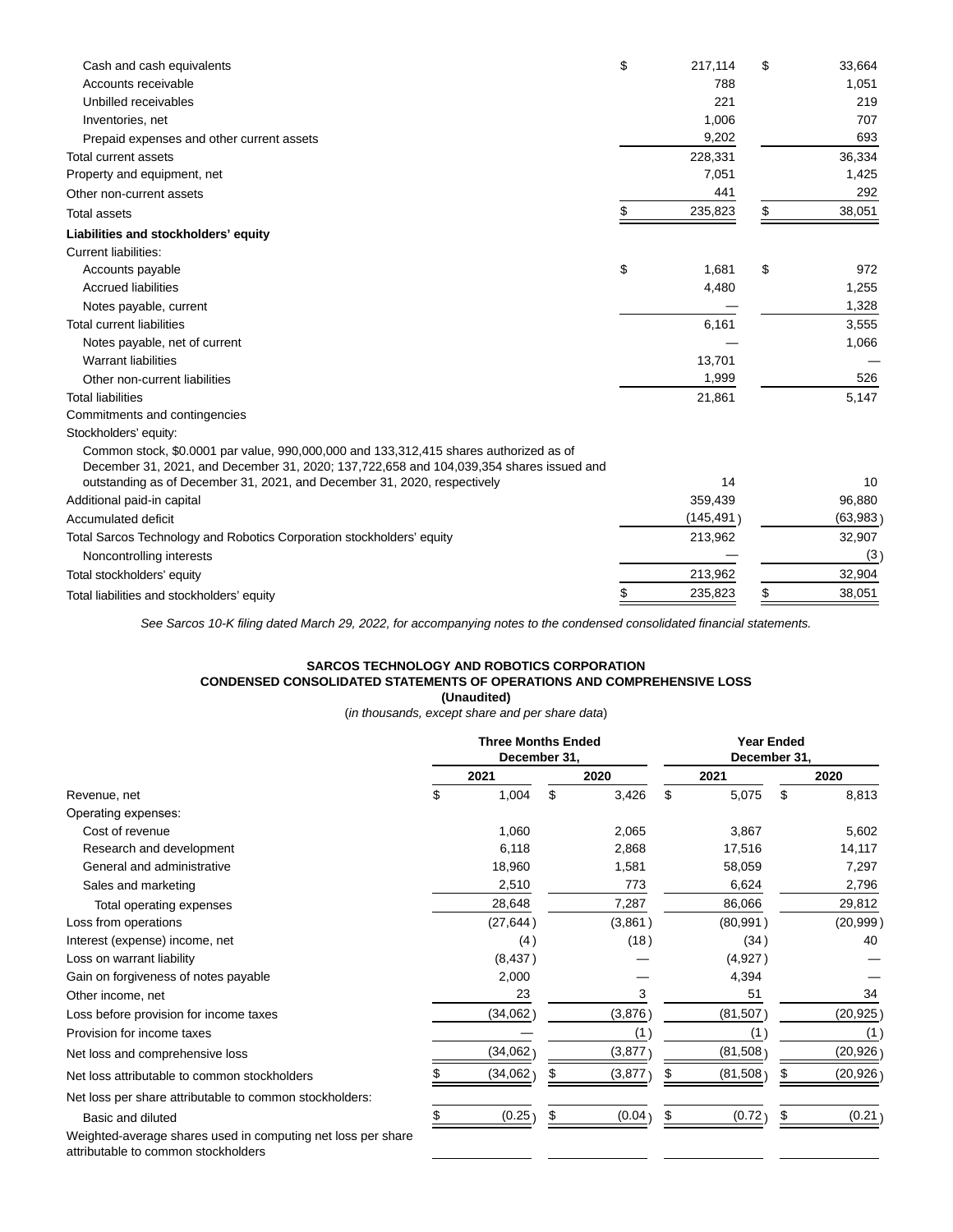| | December 31, 2021 | December 31, 2020 |
|---|---|---|
| Cash and cash equivalents | $ 217,114 | $ 33,664 |
| Accounts receivable | 788 | 1,051 |
| Unbilled receivables | 221 | 219 |
| Inventories, net | 1,006 | 707 |
| Prepaid expenses and other current assets | 9,202 | 693 |
| Total current assets | 228,331 | 36,334 |
| Property and equipment, net | 7,051 | 1,425 |
| Other non-current assets | 441 | 292 |
| Total assets | $ 235,823 | $ 38,051 |
| **Liabilities and stockholders' equity** | | |
| Current liabilities: | | |
| Accounts payable | $ 1,681 | $ 972 |
| Accrued liabilities | 4,480 | 1,255 |
| Notes payable, current | — | 1,328 |
| Total current liabilities | 6,161 | 3,555 |
| Notes payable, net of current | — | 1,066 |
| Warrant liabilities | 13,701 | — |
| Other non-current liabilities | 1,999 | 526 |
| Total liabilities | 21,861 | 5,147 |
| Commitments and contingencies | | |
| Stockholders' equity: | | |
| Common stock, $0.0001 par value, 990,000,000 and 133,312,415 shares authorized as of December 31, 2021, and December 31, 2020; 137,722,658 and 104,039,354 shares issued and outstanding as of December 31, 2021, and December 31, 2020, respectively | 14 | 10 |
| Additional paid-in capital | 359,439 | 96,880 |
| Accumulated deficit | (145,491) | (63,983) |
| Total Sarcos Technology and Robotics Corporation stockholders' equity | 213,962 | 32,907 |
| Noncontrolling interests | — | (3) |
| Total stockholders' equity | 213,962 | 32,904 |
| Total liabilities and stockholders' equity | $ 235,823 | $ 38,051 |

*See Sarcos 10-K filing dated March 29, 2022, for accompanying notes to the condensed consolidated financial statements.*

**SARCOS TECHNOLOGY AND ROBOTICS CORPORATION**
**CONDENSED CONSOLIDATED STATEMENTS OF OPERATIONS AND COMPREHENSIVE LOSS**
**(Unaudited)**
(*in thousands, except share and per share data*)

| | Three Months Ended December 31, | | Year Ended December 31, | |
|---|---|---|---|---|
| | 2021 | 2020 | 2021 | 2020 |
| Revenue, net | $ 1,004 | $ 3,426 | $ 5,075 | $ 8,813 |
| Operating expenses: | | | | |
| Cost of revenue | 1,060 | 2,065 | 3,867 | 5,602 |
| Research and development | 6,118 | 2,868 | 17,516 | 14,117 |
| General and administrative | 18,960 | 1,581 | 58,059 | 7,297 |
| Sales and marketing | 2,510 | 773 | 6,624 | 2,796 |
| Total operating expenses | 28,648 | 7,287 | 86,066 | 29,812 |
| Loss from operations | (27,644) | (3,861) | (80,991) | (20,999) |
| Interest (expense) income, net | (4) | (18) | (34) | 40 |
| Loss on warrant liability | (8,437) | — | (4,927) | — |
| Gain on forgiveness of notes payable | 2,000 | — | 4,394 | — |
| Other income, net | 23 | 3 | 51 | 34 |
| Loss before provision for income taxes | (34,062) | (3,876) | (81,507) | (20,925) |
| Provision for income taxes | — | (1) | (1) | (1) |
| Net loss and comprehensive loss | (34,062) | (3,877) | (81,508) | (20,926) |
| Net loss attributable to common stockholders | $ (34,062) | $ (3,877) | $ (81,508) | $ (20,926) |
| Net loss per share attributable to common stockholders: | | | | |
| Basic and diluted | $ (0.25) | $ (0.04) | $ (0.72) | $ (0.21) |
| Weighted-average shares used in computing net loss per share attributable to common stockholders | | | | |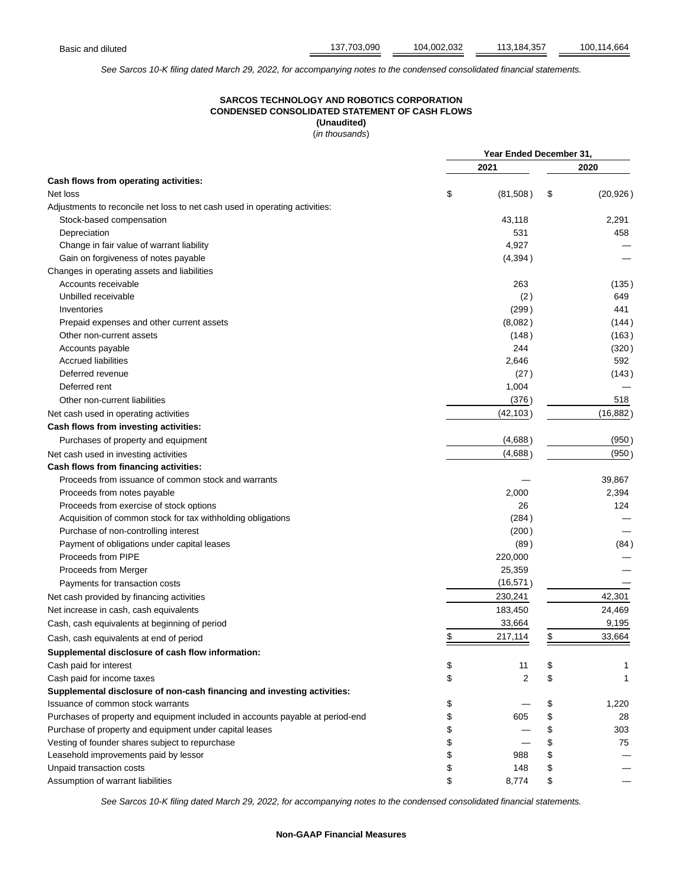| | | | | |
|---|---|---|---|---|
| Basic and diluted | 137,703,090 | 104,002,032 | 113,184,357 | 100,114,664 |

*See Sarcos 10-K filing dated March 29, 2022, for accompanying notes to the condensed consolidated financial statements.*

**SARCOS TECHNOLOGY AND ROBOTICS CORPORATION**
**CONDENSED CONSOLIDATED STATEMENT OF CASH FLOWS**
**(Unaudited)**
(*in thousands*)

| | Year Ended December 31, | |
|---|---|---|
| | 2021 | 2020 |
| **Cash flows from operating activities:** | | |
| Net loss | $ (81,508) | $ (20,926) |
| Adjustments to reconcile net loss to net cash used in operating activities: | | |
| Stock-based compensation | 43,118 | 2,291 |
| Depreciation | 531 | 458 |
| Change in fair value of warrant liability | 4,927 | — |
| Gain on forgiveness of notes payable | (4,394) | — |
| Changes in operating assets and liabilities | | |
| Accounts receivable | 263 | (135) |
| Unbilled receivable | (2) | 649 |
| Inventories | (299) | 441 |
| Prepaid expenses and other current assets | (8,082) | (144) |
| Other non-current assets | (148) | (163) |
| Accounts payable | 244 | (320) |
| Accrued liabilities | 2,646 | 592 |
| Deferred revenue | (27) | (143) |
| Deferred rent | 1,004 | — |
| Other non-current liabilities | (376) | 518 |
| Net cash used in operating activities | (42,103) | (16,882) |
| **Cash flows from investing activities:** | | |
| Purchases of property and equipment | (4,688) | (950) |
| Net cash used in investing activities | (4,688) | (950) |
| **Cash flows from financing activities:** | | |
| Proceeds from issuance of common stock and warrants | — | 39,867 |
| Proceeds from notes payable | 2,000 | 2,394 |
| Proceeds from exercise of stock options | 26 | 124 |
| Acquisition of common stock for tax withholding obligations | (284) | — |
| Purchase of non-controlling interest | (200) | — |
| Payment of obligations under capital leases | (89) | (84) |
| Proceeds from PIPE | 220,000 | — |
| Proceeds from Merger | 25,359 | — |
| Payments for transaction costs | (16,571) | — |
| Net cash provided by financing activities | 230,241 | 42,301 |
| Net increase in cash, cash equivalents | 183,450 | 24,469 |
| Cash, cash equivalents at beginning of period | 33,664 | 9,195 |
| Cash, cash equivalents at end of period | $ 217,114 | $ 33,664 |
| **Supplemental disclosure of cash flow information:** | | |
| Cash paid for interest | $ 11 | $ 1 |
| Cash paid for income taxes | $ 2 | $ 1 |
| **Supplemental disclosure of non-cash financing and investing activities:** | | |
| Issuance of common stock warrants | $ — | $ 1,220 |
| Purchases of property and equipment included in accounts payable at period-end | $ 605 | $ 28 |
| Purchase of property and equipment under capital leases | $ — | $ 303 |
| Vesting of founder shares subject to repurchase | $ — | $ 75 |
| Leasehold improvements paid by lessor | $ 988 | $ — |
| Unpaid transaction costs | $ 148 | $ — |
| Assumption of warrant liabilities | $ 8,774 | $ — |

*See Sarcos 10-K filing dated March 29, 2022, for accompanying notes to the condensed consolidated financial statements.*

**Non-GAAP Financial Measures**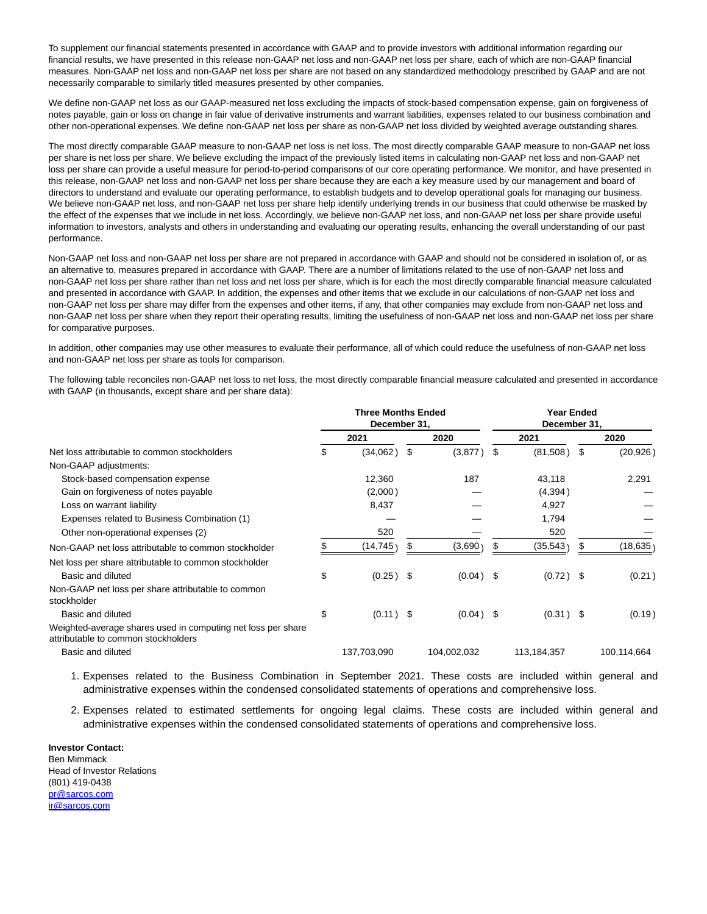To supplement our financial statements presented in accordance with GAAP and to provide investors with additional information regarding our financial results, we have presented in this release non-GAAP net loss and non-GAAP net loss per share, each of which are non-GAAP financial measures. Non-GAAP net loss and non-GAAP net loss per share are not based on any standardized methodology prescribed by GAAP and are not necessarily comparable to similarly titled measures presented by other companies.

We define non-GAAP net loss as our GAAP-measured net loss excluding the impacts of stock-based compensation expense, gain on forgiveness of notes payable, gain or loss on change in fair value of derivative instruments and warrant liabilities, expenses related to our business combination and other non-operational expenses. We define non-GAAP net loss per share as non-GAAP net loss divided by weighted average outstanding shares.

The most directly comparable GAAP measure to non-GAAP net loss is net loss. The most directly comparable GAAP measure to non-GAAP net loss per share is net loss per share. We believe excluding the impact of the previously listed items in calculating non-GAAP net loss and non-GAAP net loss per share can provide a useful measure for period-to-period comparisons of our core operating performance. We monitor, and have presented in this release, non-GAAP net loss and non-GAAP net loss per share because they are each a key measure used by our management and board of directors to understand and evaluate our operating performance, to establish budgets and to develop operational goals for managing our business. We believe non-GAAP net loss, and non-GAAP net loss per share help identify underlying trends in our business that could otherwise be masked by the effect of the expenses that we include in net loss. Accordingly, we believe non-GAAP net loss, and non-GAAP net loss per share provide useful information to investors, analysts and others in understanding and evaluating our operating results, enhancing the overall understanding of our past performance.

Non-GAAP net loss and non-GAAP net loss per share are not prepared in accordance with GAAP and should not be considered in isolation of, or as an alternative to, measures prepared in accordance with GAAP. There are a number of limitations related to the use of non-GAAP net loss and non-GAAP net loss per share rather than net loss and net loss per share, which is for each the most directly comparable financial measure calculated and presented in accordance with GAAP. In addition, the expenses and other items that we exclude in our calculations of non-GAAP net loss and non-GAAP net loss per share may differ from the expenses and other items, if any, that other companies may exclude from non-GAAP net loss and non-GAAP net loss per share when they report their operating results, limiting the usefulness of non-GAAP net loss and non-GAAP net loss per share for comparative purposes.

In addition, other companies may use other measures to evaluate their performance, all of which could reduce the usefulness of non-GAAP net loss and non-GAAP net loss per share as tools for comparison.

The following table reconciles non-GAAP net loss to net loss, the most directly comparable financial measure calculated and presented in accordance with GAAP (in thousands, except share and per share data):

| | Three Months Ended December 31, | | Year Ended December 31, | |
|---|---|---|---|---|
| | 2021 | 2020 | 2021 | 2020 |
| Net loss attributable to common stockholders | $ (34,062) | $ (3,877) | $ (81,508) | $ (20,926) |
| Non-GAAP adjustments: | | | | |
| Stock-based compensation expense | 12,360 | 187 | 43,118 | 2,291 |
| Gain on forgiveness of notes payable | (2,000) | — | (4,394) | — |
| Loss on warrant liability | 8,437 | — | 4,927 | — |
| Expenses related to Business Combination (1) | — | — | 1,794 | — |
| Other non-operational expenses (2) | 520 | — | 520 | — |
| Non-GAAP net loss attributable to common stockholder | $ (14,745) | $ (3,690) | $ (35,543) | $ (18,635) |
| Net loss per share attributable to common stockholder | | | | |
| Basic and diluted | $ (0.25) | $ (0.04) | $ (0.72) | $ (0.21) |
| Non-GAAP net loss per share attributable to common stockholder | | | | |
| Basic and diluted | $ (0.11) | $ (0.04) | $ (0.31) | $ (0.19) |
| Weighted-average shares used in computing net loss per share attributable to common stockholders | | | | |
| Basic and diluted | 137,703,090 | 104,002,032 | 113,184,357 | 100,114,664 |

1. Expenses related to the Business Combination in September 2021. These costs are included within general and administrative expenses within the condensed consolidated statements of operations and comprehensive loss.
2. Expenses related to estimated settlements for ongoing legal claims. These costs are included within general and administrative expenses within the condensed consolidated statements of operations and comprehensive loss.

**Investor Contact:**
Ben Mimmack
Head of Investor Relations
(801) 419-0438
pr@sarcos.com
ir@sarcos.com